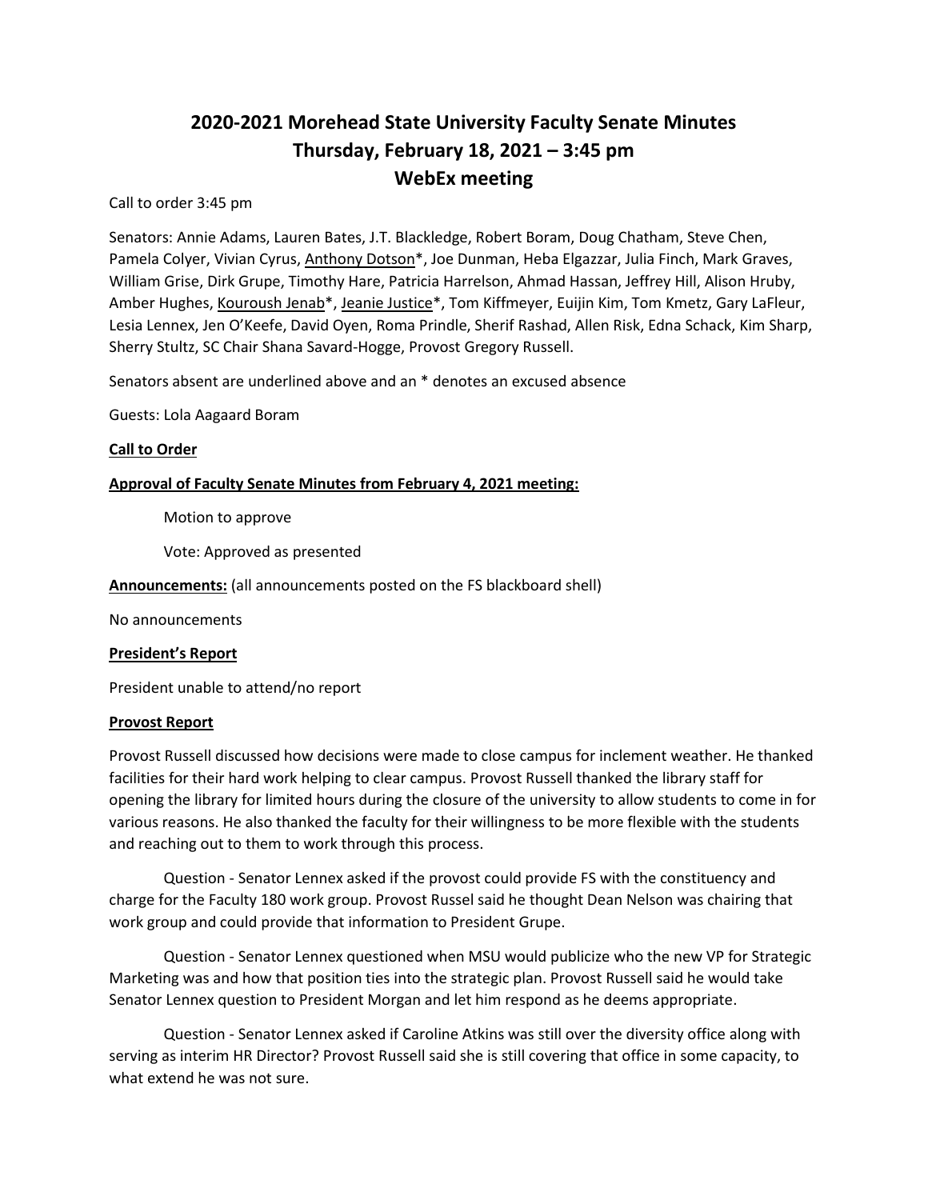# 2020-2021 Morehead State University Faculty Senate Minutes
## Thursday, February 18, 2021 – 3:45 pm
## WebEx meeting

Call to order 3:45 pm

Senators: Annie Adams, Lauren Bates, J.T. Blackledge, Robert Boram, Doug Chatham, Steve Chen, Pamela Colyer, Vivian Cyrus, <u>Anthony Dotson</u>*, Joe Dunman, Heba Elgazzar, Julia Finch, Mark Graves, William Grise, Dirk Grupe, Timothy Hare, Patricia Harrelson, Ahmad Hassan, Jeffrey Hill, Alison Hruby, Amber Hughes, <u>Kouroush Jenab</u>*, <u>Jeanie Justice</u>*, Tom Kiffmeyer, Euijin Kim, Tom Kmetz, Gary LaFleur, Lesia Lennex, Jen O'Keefe, David Oyen, Roma Prindle, Sherif Rashad, Allen Risk, Edna Schack, Kim Sharp, Sherry Stultz, SC Chair Shana Savard-Hogge, Provost Gregory Russell.

Senators absent are underlined above and an * denotes an excused absence

Guests: Lola Aagaard Boram

**<u>Call to Order</u>**

**<u>Approval of Faculty Senate Minutes from February 4, 2021 meeting:</u>**

Motion to approve

Vote: Approved as presented

**<u>Announcements:</u>** (all announcements posted on the FS blackboard shell)

No announcements

**<u>President's Report</u>**

President unable to attend/no report

**<u>Provost Report</u>**

Provost Russell discussed how decisions were made to close campus for inclement weather. He thanked facilities for their hard work helping to clear campus. Provost Russell thanked the library staff for opening the library for limited hours during the closure of the university to allow students to come in for various reasons. He also thanked the faculty for their willingness to be more flexible with the students and reaching out to them to work through this process.

Question - Senator Lennex asked if the provost could provide FS with the constituency and charge for the Faculty 180 work group. Provost Russel said he thought Dean Nelson was chairing that work group and could provide that information to President Grupe.

Question - Senator Lennex questioned when MSU would publicize who the new VP for Strategic Marketing was and how that position ties into the strategic plan. Provost Russell said he would take Senator Lennex question to President Morgan and let him respond as he deems appropriate.

Question - Senator Lennex asked if Caroline Atkins was still over the diversity office along with serving as interim HR Director? Provost Russell said she is still covering that office in some capacity, to what extend he was not sure.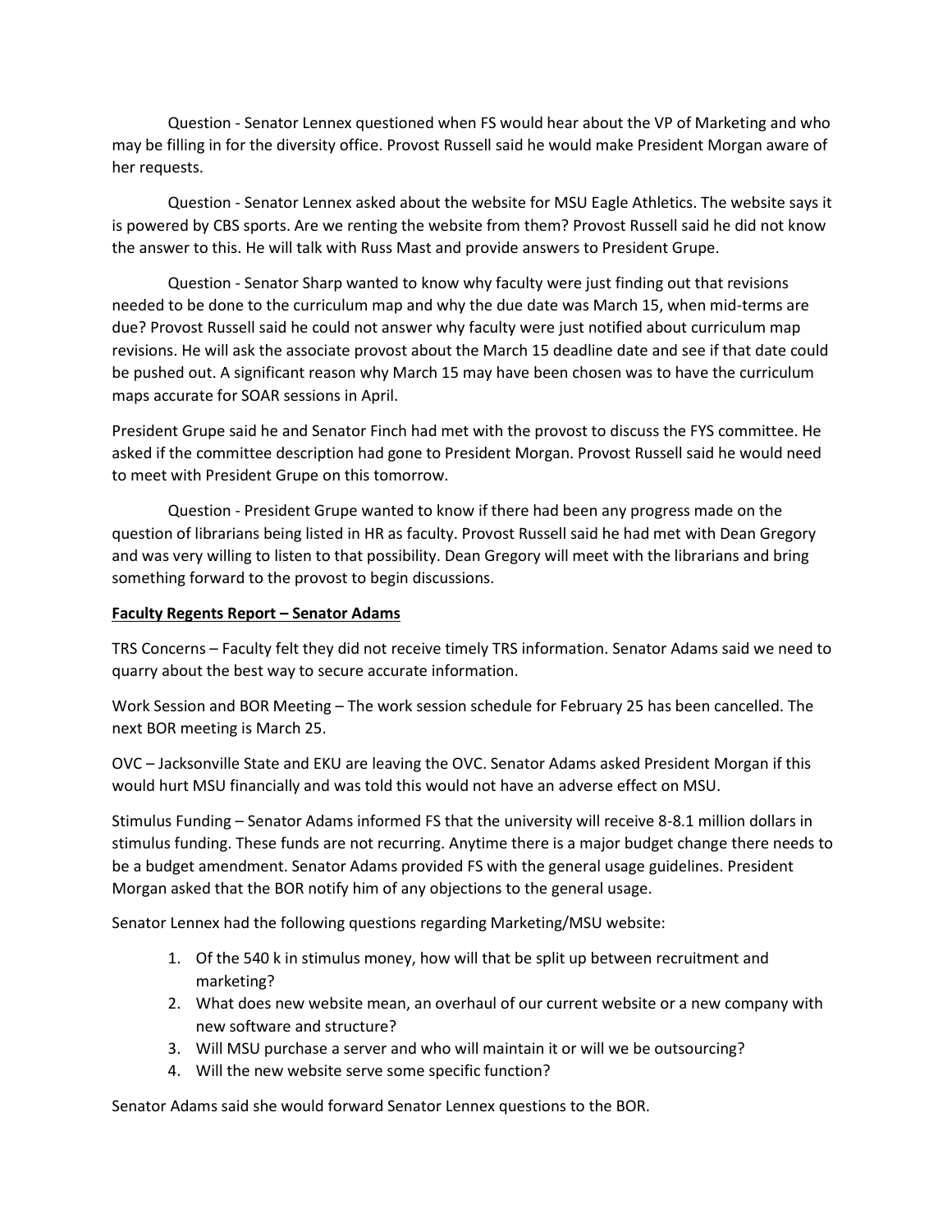Question - Senator Lennex questioned when FS would hear about the VP of Marketing and who may be filling in for the diversity office. Provost Russell said he would make President Morgan aware of her requests.

Question - Senator Lennex asked about the website for MSU Eagle Athletics. The website says it is powered by CBS sports. Are we renting the website from them? Provost Russell said he did not know the answer to this. He will talk with Russ Mast and provide answers to President Grupe.

Question - Senator Sharp wanted to know why faculty were just finding out that revisions needed to be done to the curriculum map and why the due date was March 15, when mid-terms are due? Provost Russell said he could not answer why faculty were just notified about curriculum map revisions. He will ask the associate provost about the March 15 deadline date and see if that date could be pushed out. A significant reason why March 15 may have been chosen was to have the curriculum maps accurate for SOAR sessions in April.

President Grupe said he and Senator Finch had met with the provost to discuss the FYS committee. He asked if the committee description had gone to President Morgan. Provost Russell said he would need to meet with President Grupe on this tomorrow.

Question - President Grupe wanted to know if there had been any progress made on the question of librarians being listed in HR as faculty. Provost Russell said he had met with Dean Gregory and was very willing to listen to that possibility. Dean Gregory will meet with the librarians and bring something forward to the provost to begin discussions.

**Faculty Regents Report – Senator Adams**

TRS Concerns – Faculty felt they did not receive timely TRS information. Senator Adams said we need to quarry about the best way to secure accurate information.

Work Session and BOR Meeting – The work session schedule for February 25 has been cancelled. The next BOR meeting is March 25.

OVC – Jacksonville State and EKU are leaving the OVC. Senator Adams asked President Morgan if this would hurt MSU financially and was told this would not have an adverse effect on MSU.

Stimulus Funding – Senator Adams informed FS that the university will receive 8-8.1 million dollars in stimulus funding. These funds are not recurring. Anytime there is a major budget change there needs to be a budget amendment. Senator Adams provided FS with the general usage guidelines. President Morgan asked that the BOR notify him of any objections to the general usage.

Senator Lennex had the following questions regarding Marketing/MSU website:

1. Of the 540 k in stimulus money, how will that be split up between recruitment and marketing?
2. What does new website mean, an overhaul of our current website or a new company with new software and structure?
3. Will MSU purchase a server and who will maintain it or will we be outsourcing?
4. Will the new website serve some specific function?

Senator Adams said she would forward Senator Lennex questions to the BOR.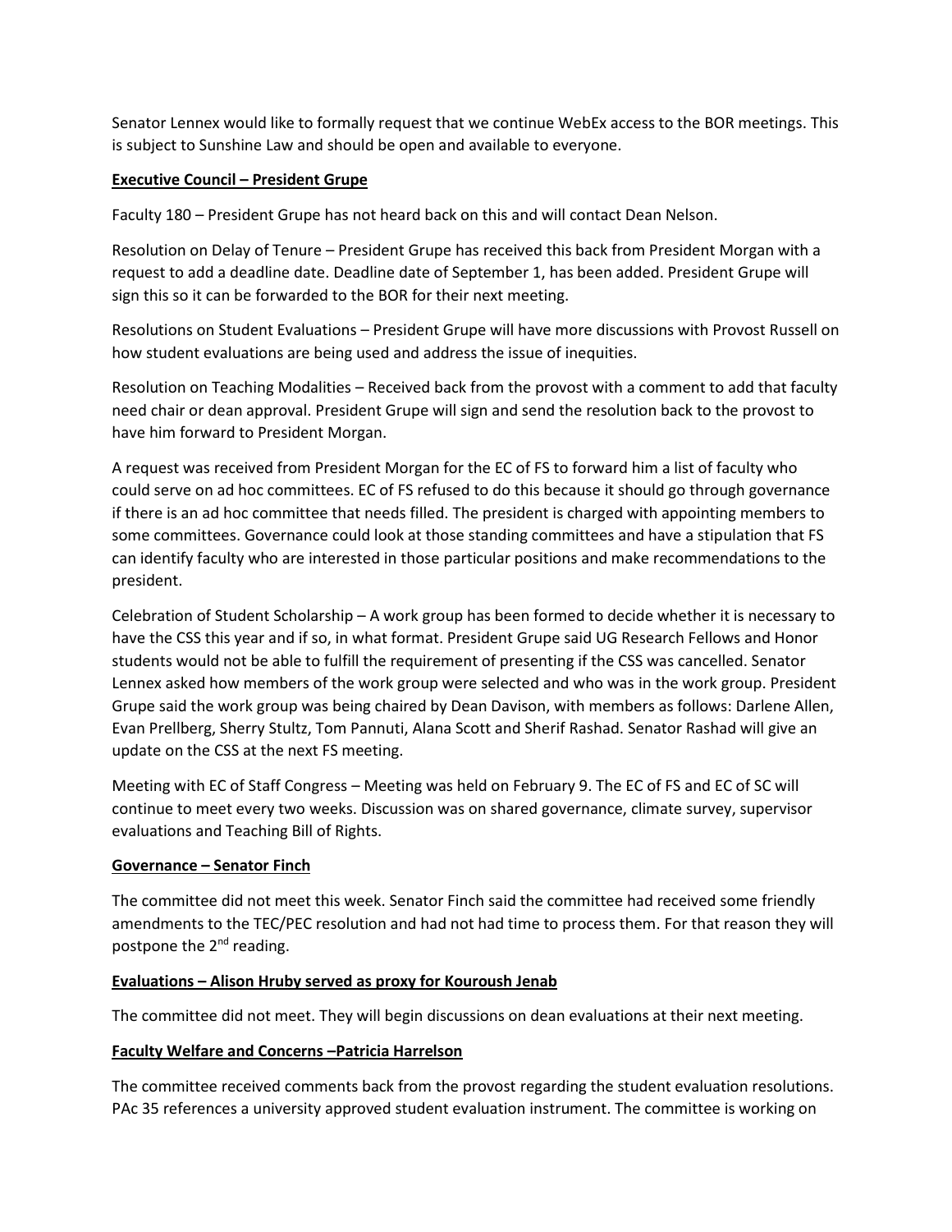Senator Lennex would like to formally request that we continue WebEx access to the BOR meetings. This is subject to Sunshine Law and should be open and available to everyone.

**Executive Council – President Grupe**

Faculty 180 – President Grupe has not heard back on this and will contact Dean Nelson.

Resolution on Delay of Tenure – President Grupe has received this back from President Morgan with a request to add a deadline date. Deadline date of September 1, has been added. President Grupe will sign this so it can be forwarded to the BOR for their next meeting.

Resolutions on Student Evaluations – President Grupe will have more discussions with Provost Russell on how student evaluations are being used and address the issue of inequities.

Resolution on Teaching Modalities – Received back from the provost with a comment to add that faculty need chair or dean approval. President Grupe will sign and send the resolution back to the provost to have him forward to President Morgan.

A request was received from President Morgan for the EC of FS to forward him a list of faculty who could serve on ad hoc committees. EC of FS refused to do this because it should go through governance if there is an ad hoc committee that needs filled. The president is charged with appointing members to some committees. Governance could look at those standing committees and have a stipulation that FS can identify faculty who are interested in those particular positions and make recommendations to the president.

Celebration of Student Scholarship – A work group has been formed to decide whether it is necessary to have the CSS this year and if so, in what format. President Grupe said UG Research Fellows and Honor students would not be able to fulfill the requirement of presenting if the CSS was cancelled. Senator Lennex asked how members of the work group were selected and who was in the work group. President Grupe said the work group was being chaired by Dean Davison, with members as follows: Darlene Allen, Evan Prellberg, Sherry Stultz, Tom Pannuti, Alana Scott and Sherif Rashad. Senator Rashad will give an update on the CSS at the next FS meeting.

Meeting with EC of Staff Congress – Meeting was held on February 9. The EC of FS and EC of SC will continue to meet every two weeks. Discussion was on shared governance, climate survey, supervisor evaluations and Teaching Bill of Rights.

**Governance – Senator Finch**

The committee did not meet this week. Senator Finch said the committee had received some friendly amendments to the TEC/PEC resolution and had not had time to process them. For that reason they will postpone the 2nd reading.

**Evaluations – Alison Hruby served as proxy for Kouroush Jenab**

The committee did not meet. They will begin discussions on dean evaluations at their next meeting.

**Faculty Welfare and Concerns –Patricia Harrelson**

The committee received comments back from the provost regarding the student evaluation resolutions. PAc 35 references a university approved student evaluation instrument. The committee is working on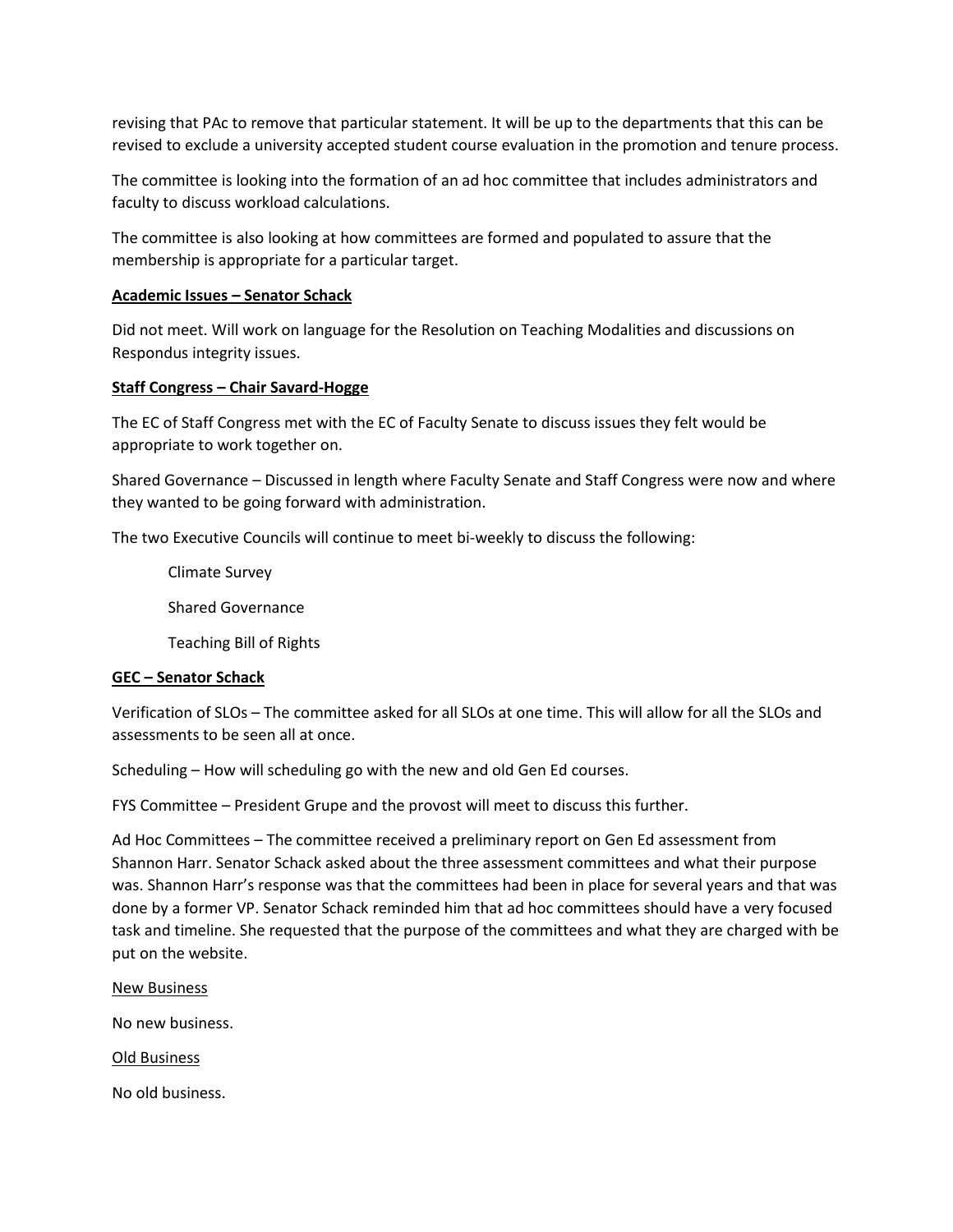revising that PAc to remove that particular statement. It will be up to the departments that this can be revised to exclude a university accepted student course evaluation in the promotion and tenure process.

The committee is looking into the formation of an ad hoc committee that includes administrators and faculty to discuss workload calculations.

The committee is also looking at how committees are formed and populated to assure that the membership is appropriate for a particular target.

**Academic Issues – Senator Schack**

Did not meet. Will work on language for the Resolution on Teaching Modalities and discussions on Respondus integrity issues.

**Staff Congress – Chair Savard-Hogge**

The EC of Staff Congress met with the EC of Faculty Senate to discuss issues they felt would be appropriate to work together on.

Shared Governance – Discussed in length where Faculty Senate and Staff Congress were now and where they wanted to be going forward with administration.

The two Executive Councils will continue to meet bi-weekly to discuss the following:

- Climate Survey
- Shared Governance
- Teaching Bill of Rights

**GEC – Senator Schack**

Verification of SLOs – The committee asked for all SLOs at one time. This will allow for all the SLOs and assessments to be seen all at once.

Scheduling – How will scheduling go with the new and old Gen Ed courses.

FYS Committee – President Grupe and the provost will meet to discuss this further.

Ad Hoc Committees – The committee received a preliminary report on Gen Ed assessment from Shannon Harr. Senator Schack asked about the three assessment committees and what their purpose was. Shannon Harr's response was that the committees had been in place for several years and that was done by a former VP. Senator Schack reminded him that ad hoc committees should have a very focused task and timeline. She requested that the purpose of the committees and what they are charged with be put on the website.

New Business

No new business.

Old Business

No old business.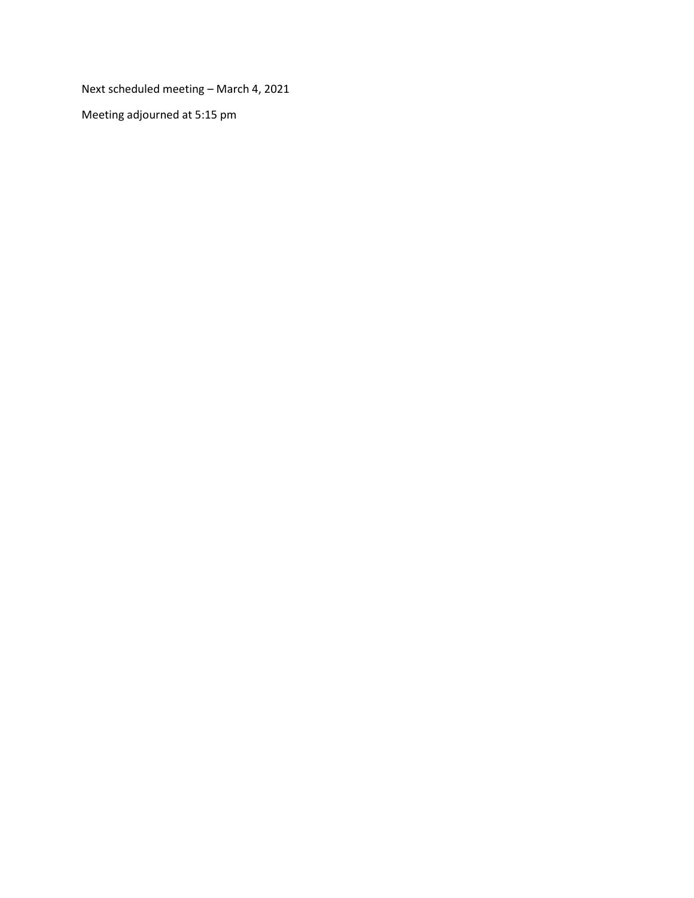Next scheduled meeting – March 4, 2021

Meeting adjourned at 5:15 pm